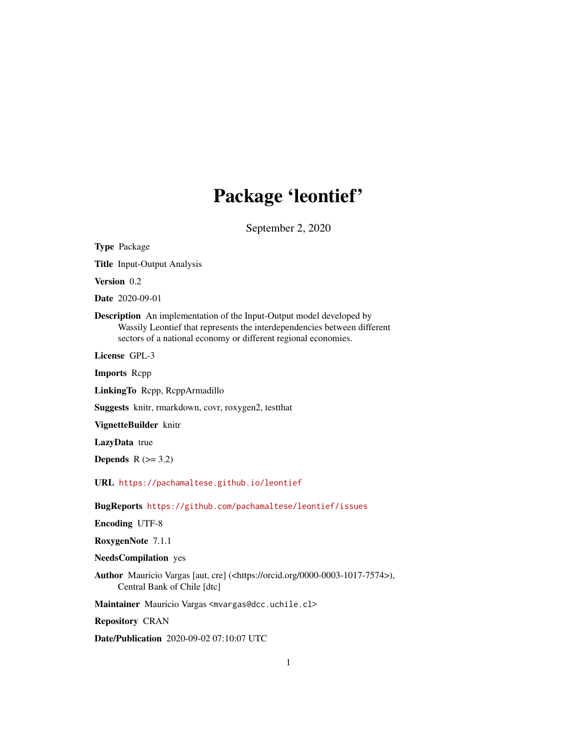# Package 'leontief'

September 2, 2020

**Type** Package

**Title** Input-Output Analysis

**Version** 0.2

**Date** 2020-09-01

**Description** An implementation of the Input-Output model developed by Wassily Leontief that represents the interdependencies between different sectors of a national economy or different regional economies.

**License** GPL-3

**Imports** Rcpp

**LinkingTo** Rcpp, RcppArmadillo

**Suggests** knitr, rmarkdown, covr, roxygen2, testthat

**VignetteBuilder** knitr

**LazyData** true

**Depends** R (>= 3.2)

**URL** https://pachamaltese.github.io/leontief

**BugReports** https://github.com/pachamaltese/leontief/issues

**Encoding** UTF-8

**RoxygenNote** 7.1.1

**NeedsCompilation** yes

**Author** Mauricio Vargas [aut, cre] (<https://orcid.org/0000-0003-1017-7574>), Central Bank of Chile [dtc]

**Maintainer** Mauricio Vargas <mvargas@dcc.uchile.cl>

**Repository** CRAN

**Date/Publication** 2020-09-02 07:10:07 UTC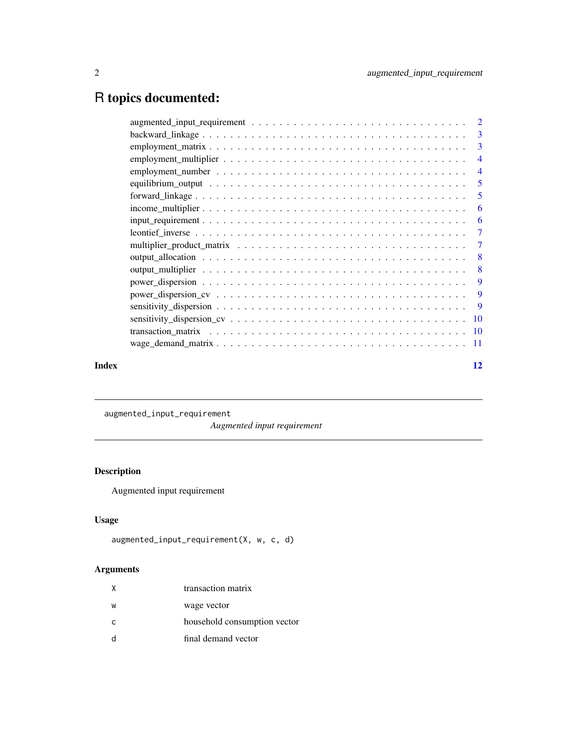# R topics documented:

| | |
|---|---|
| augmented_input_requirement | 2 |
| backward_linkage | 3 |
| employment_matrix | 3 |
| employment_multiplier | 4 |
| employment_number | 4 |
| equilibrium_output | 5 |
| forward_linkage | 5 |
| income_multiplier | 6 |
| input_requirement | 6 |
| leontief_inverse | 7 |
| multiplier_product_matrix | 7 |
| output_allocation | 8 |
| output_multiplier | 8 |
| power_dispersion | 9 |
| power_dispersion_cv | 9 |
| sensitivity_dispersion | 9 |
| sensitivity_dispersion_cv | 10 |
| transaction_matrix | 10 |
| wage_demand_matrix | 11 |

**Index** **12**

---

`augmented_input_requirement` *Augmented input requirement*

---

## Description

Augmented input requirement

## Usage

```
augmented_input_requirement(X, w, c, d)
```

## Arguments

| | |
|---|---|
| X | transaction matrix |
| w | wage vector |
| c | household consumption vector |
| d | final demand vector |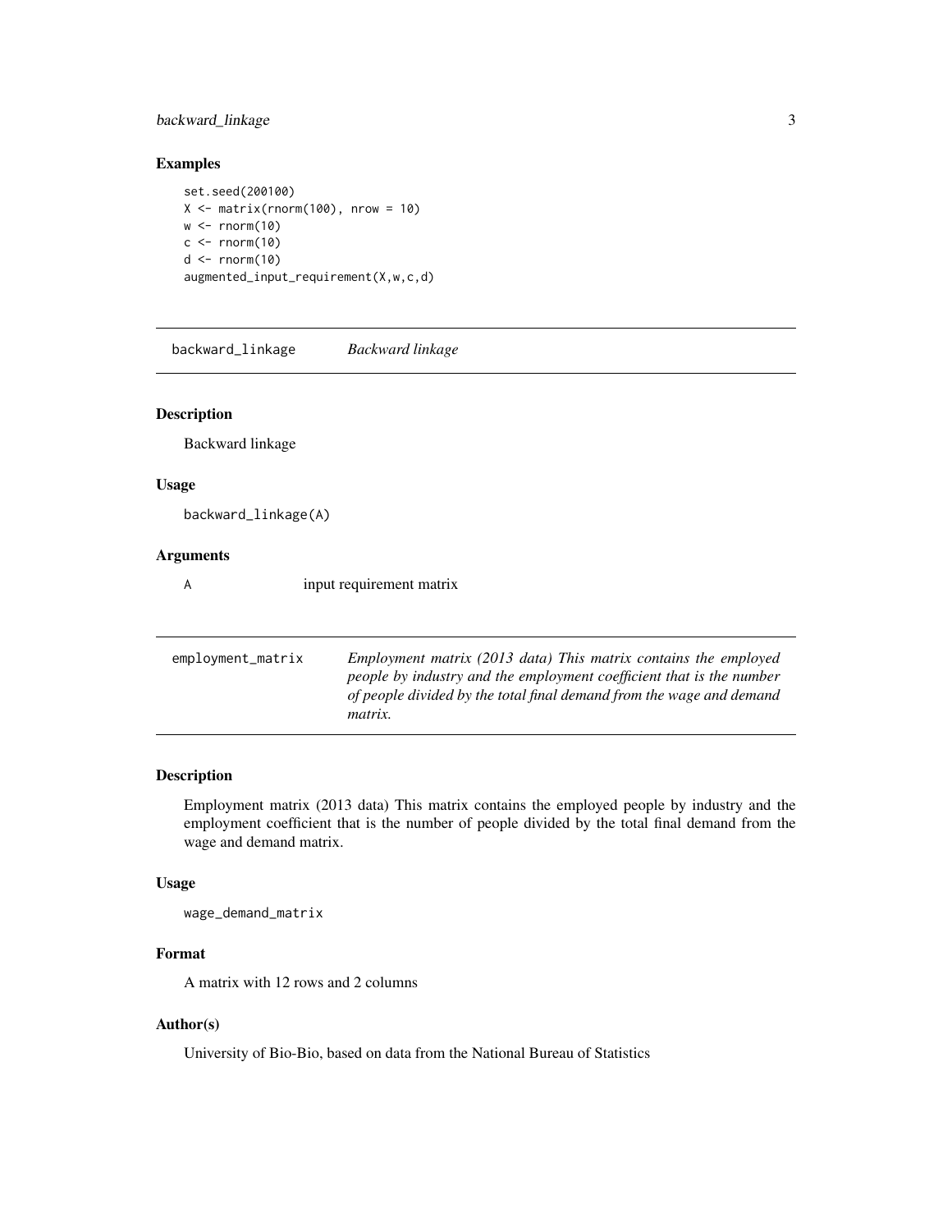### Examples

```
set.seed(200100)
X <- matrix(rnorm(100), nrow = 10)
w <- rnorm(10)
c <- rnorm(10)
d <- rnorm(10)
augmented_input_requirement(X,w,c,d)
```

---

## backward_linkage &nbsp;&nbsp;&nbsp; *Backward linkage*

---

### Description

Backward linkage

### Usage

```
backward_linkage(A)
```

### Arguments

| | |
|---|---|
| A | input requirement matrix |

---

## employment_matrix &nbsp;&nbsp;&nbsp; *Employment matrix (2013 data) This matrix contains the employed people by industry and the employment coefficient that is the number of people divided by the total final demand from the wage and demand matrix.*

---

### Description

Employment matrix (2013 data) This matrix contains the employed people by industry and the employment coefficient that is the number of people divided by the total final demand from the wage and demand matrix.

### Usage

```
wage_demand_matrix
```

### Format

A matrix with 12 rows and 2 columns

### Author(s)

University of Bio-Bio, based on data from the National Bureau of Statistics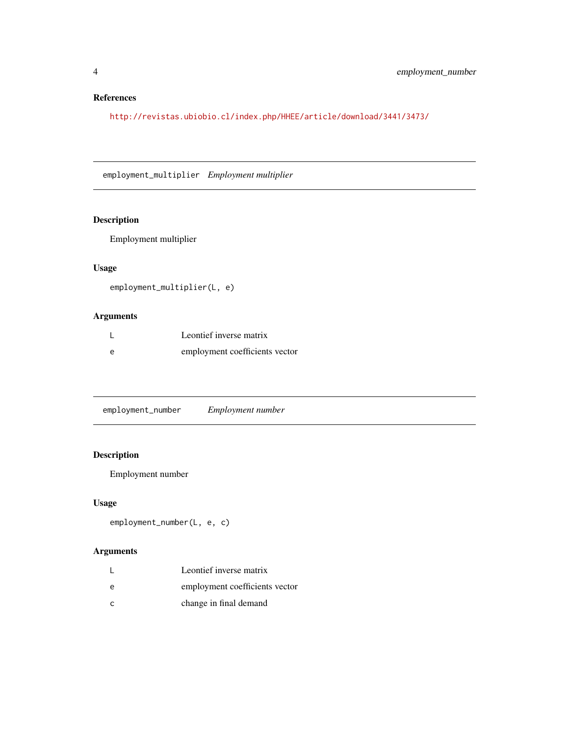### References

http://revistas.ubiobio.cl/index.php/HHEE/article/download/3441/3473/

---

## employment_multiplier *Employment multiplier*

---

### Description

Employment multiplier

### Usage

```
employment_multiplier(L, e)
```

### Arguments

| | |
|---|---|
| L | Leontief inverse matrix |
| e | employment coefficients vector |

---

## employment_number *Employment number*

---

### Description

Employment number

### Usage

```
employment_number(L, e, c)
```

### Arguments

| | |
|---|---|
| L | Leontief inverse matrix |
| e | employment coefficients vector |
| c | change in final demand |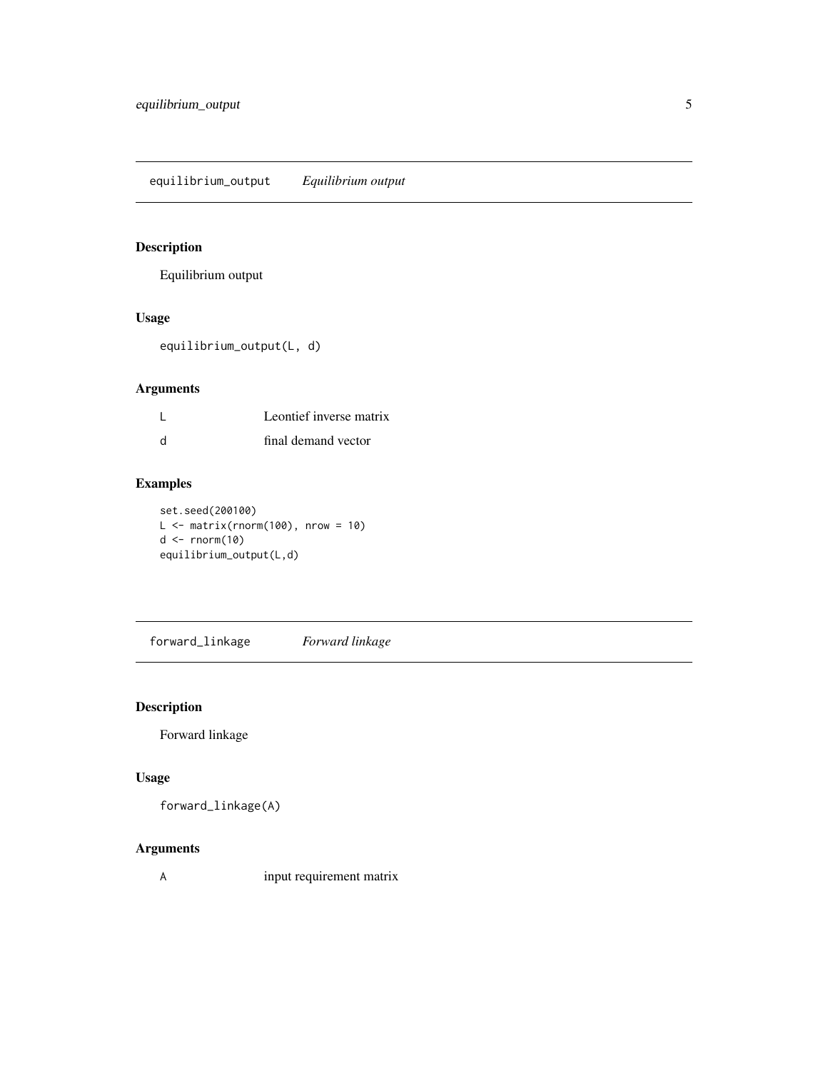## equilibrium_output *Equilibrium output*

### Description

Equilibrium output

### Usage

```
equilibrium_output(L, d)
```

### Arguments

| | |
|---|---|
| L | Leontief inverse matrix |
| d | final demand vector |

### Examples

```
set.seed(200100)
L <- matrix(rnorm(100), nrow = 10)
d <- rnorm(10)
equilibrium_output(L,d)
```

## forward_linkage *Forward linkage*

### Description

Forward linkage

### Usage

```
forward_linkage(A)
```

### Arguments

| | |
|---|---|
| A | input requirement matrix |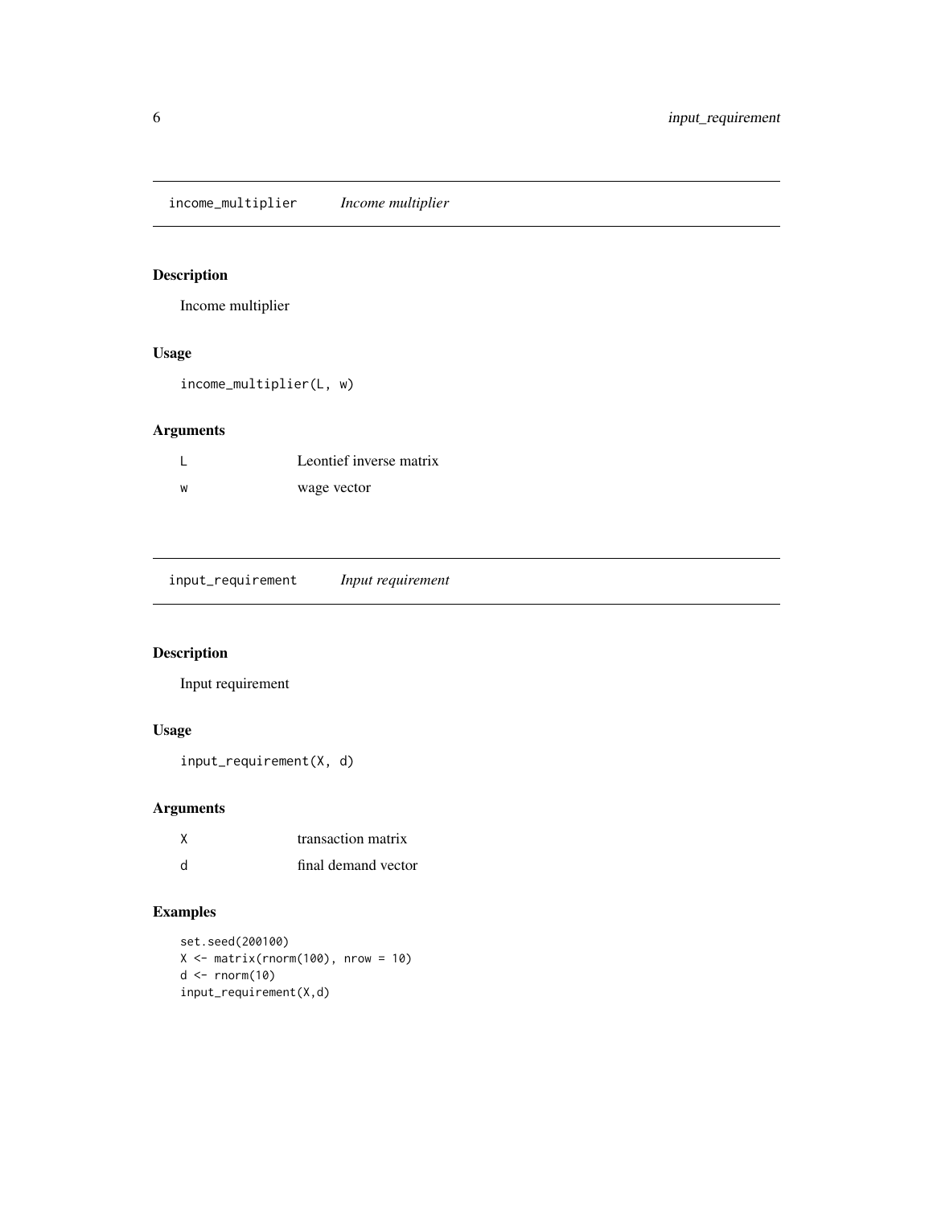## income_multiplier *Income multiplier*

### Description

Income multiplier

### Usage

```
income_multiplier(L, w)
```

### Arguments

| | |
|---|---|
| L | Leontief inverse matrix |
| w | wage vector |

## input_requirement *Input requirement*

### Description

Input requirement

### Usage

```
input_requirement(X, d)
```

### Arguments

| | |
|---|---|
| X | transaction matrix |
| d | final demand vector |

### Examples

```
set.seed(200100)
X <- matrix(rnorm(100), nrow = 10)
d <- rnorm(10)
input_requirement(X,d)
```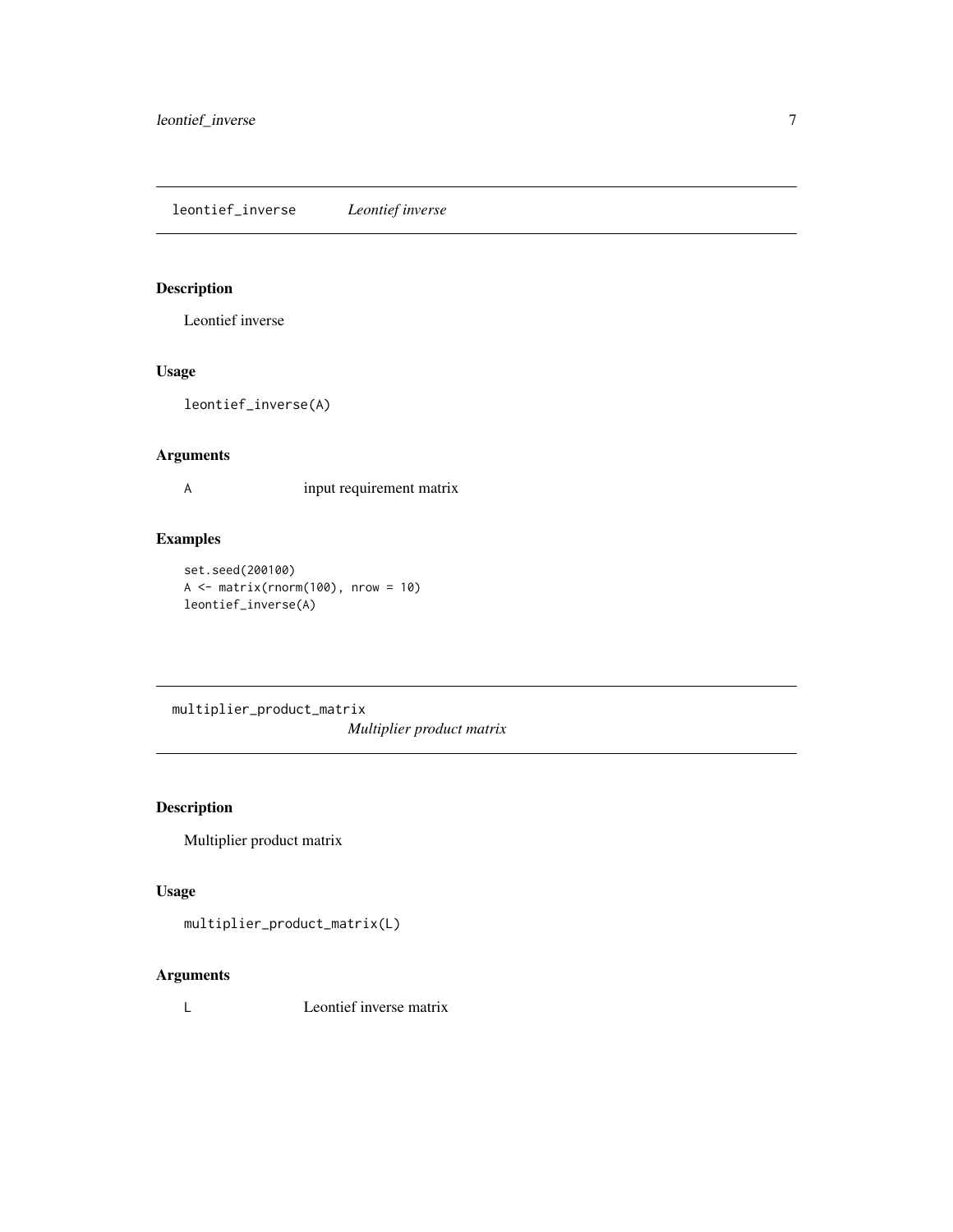## leontief_inverse — *Leontief inverse*

### Description

Leontief inverse

### Usage

```
leontief_inverse(A)
```

### Arguments

| | |
|---|---|
| A | input requirement matrix |

### Examples

```
set.seed(200100)
A <- matrix(rnorm(100), nrow = 10)
leontief_inverse(A)
```

## multiplier_product_matrix — *Multiplier product matrix*

### Description

Multiplier product matrix

### Usage

```
multiplier_product_matrix(L)
```

### Arguments

| | |
|---|---|
| L | Leontief inverse matrix |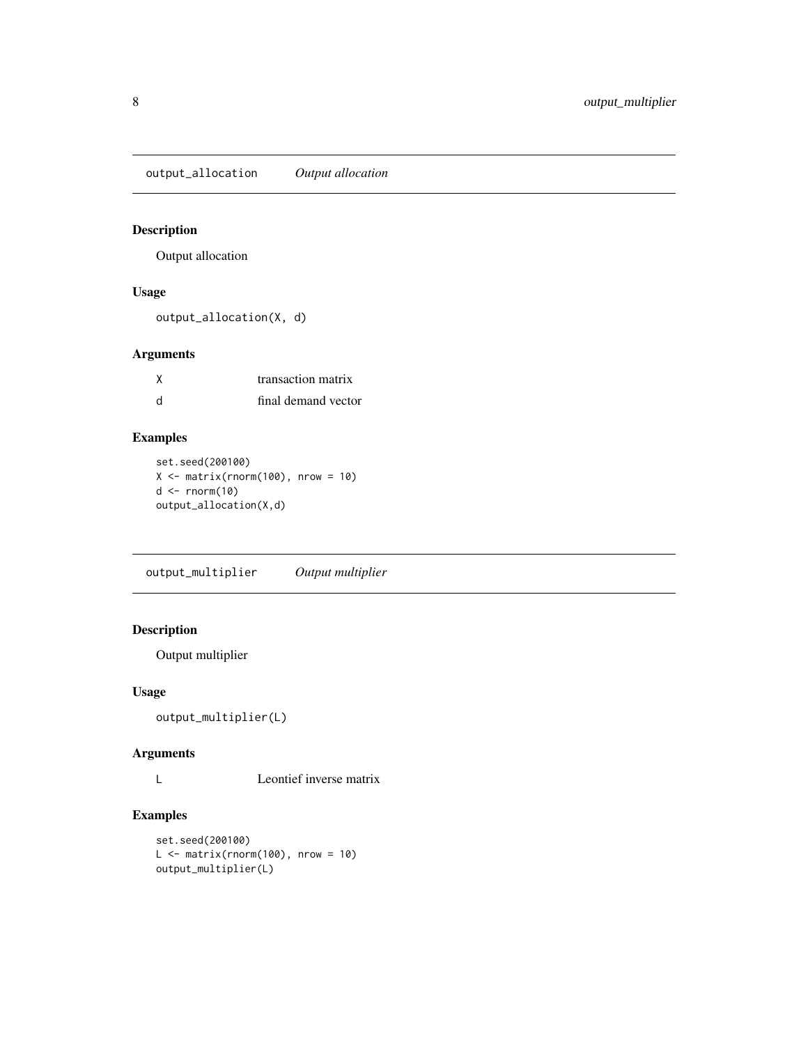## output_allocation *Output allocation*

### Description

Output allocation

### Usage

```
output_allocation(X, d)
```

### Arguments

| | |
|---|---|
| X | transaction matrix |
| d | final demand vector |

### Examples

```
set.seed(200100)
X <- matrix(rnorm(100), nrow = 10)
d <- rnorm(10)
output_allocation(X,d)
```

## output_multiplier *Output multiplier*

### Description

Output multiplier

### Usage

```
output_multiplier(L)
```

### Arguments

| | |
|---|---|
| L | Leontief inverse matrix |

### Examples

```
set.seed(200100)
L <- matrix(rnorm(100), nrow = 10)
output_multiplier(L)
```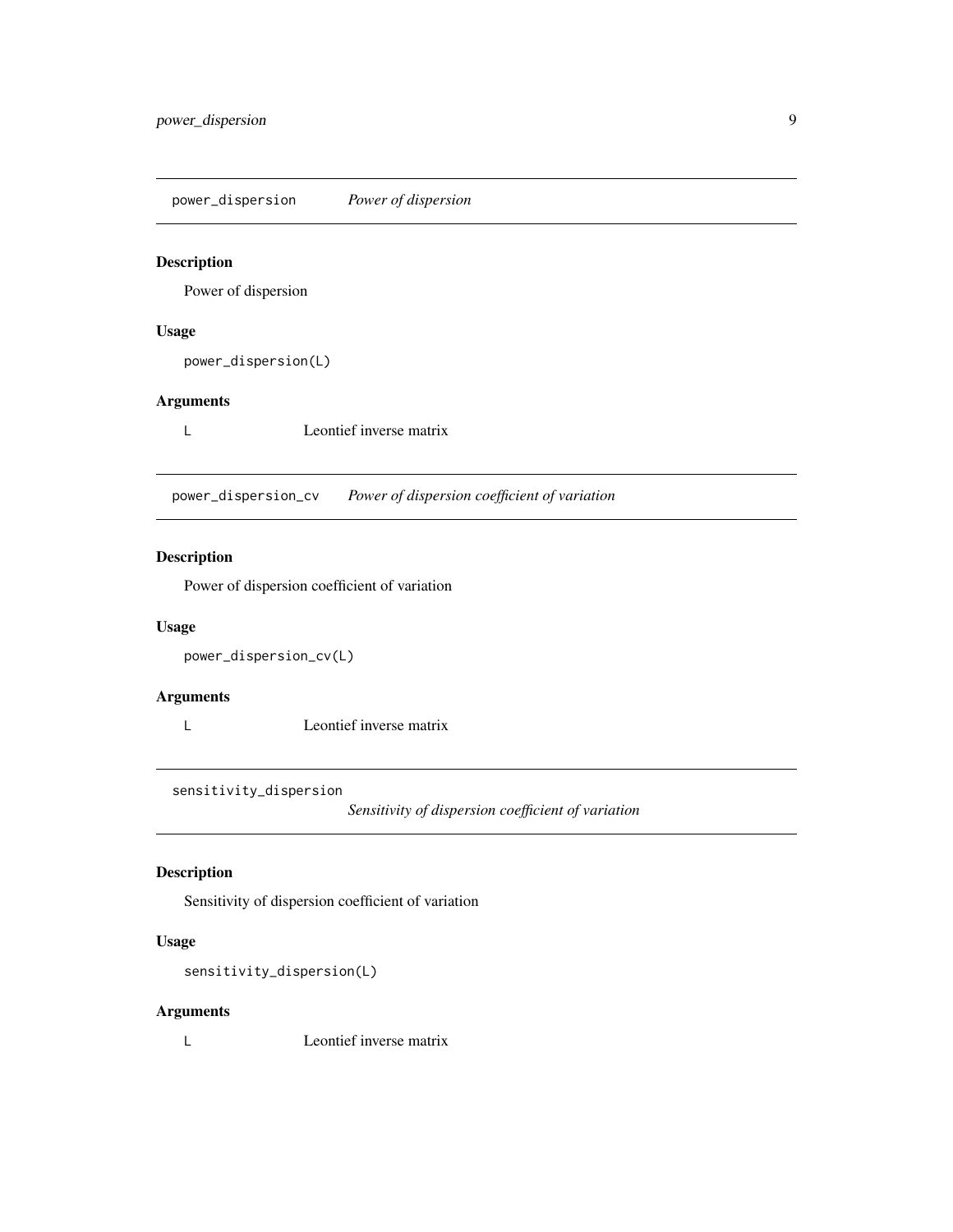## power_dispersion *Power of dispersion*

### Description

Power of dispersion

### Usage

```
power_dispersion(L)
```

### Arguments

| | |
|---|---|
| L | Leontief inverse matrix |

## power_dispersion_cv *Power of dispersion coefficient of variation*

### Description

Power of dispersion coefficient of variation

### Usage

```
power_dispersion_cv(L)
```

### Arguments

| | |
|---|---|
| L | Leontief inverse matrix |

## sensitivity_dispersion *Sensitivity of dispersion coefficient of variation*

### Description

Sensitivity of dispersion coefficient of variation

### Usage

```
sensitivity_dispersion(L)
```

### Arguments

| | |
|---|---|
| L | Leontief inverse matrix |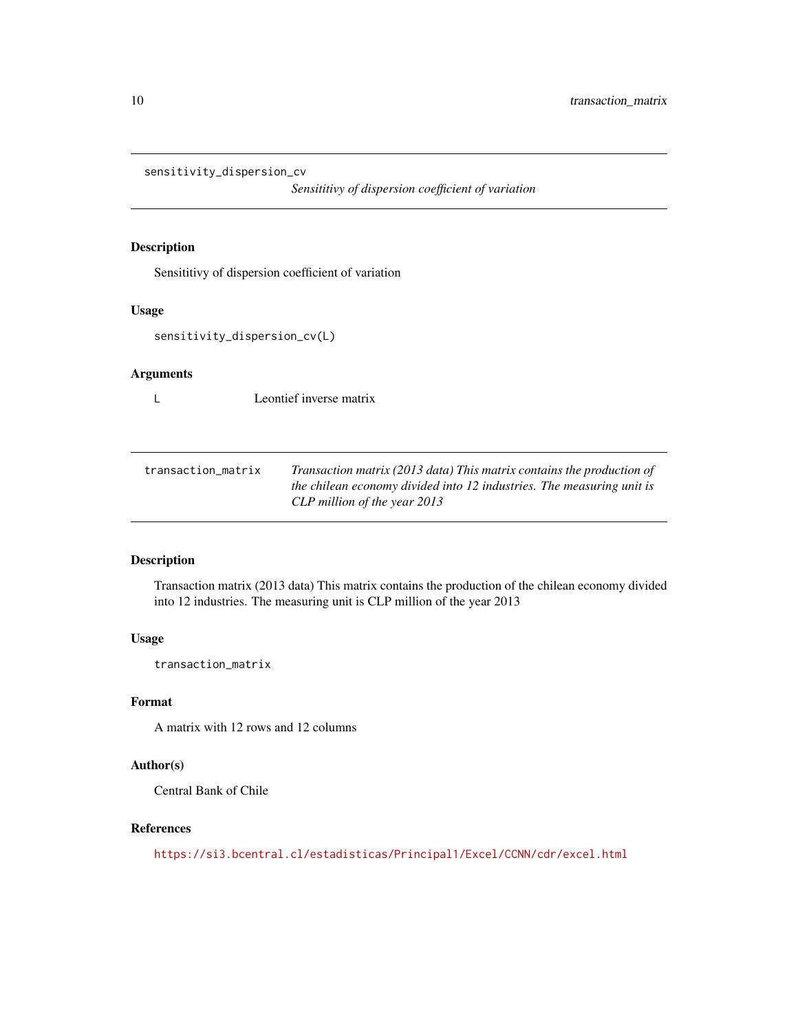## sensitivity_dispersion_cv

*Sensititivy of dispersion coefficient of variation*

### Description

Sensititivy of dispersion coefficient of variation

### Usage

```
sensitivity_dispersion_cv(L)
```

### Arguments

| | |
|---|---|
| L | Leontief inverse matrix |

## transaction_matrix

*Transaction matrix (2013 data) This matrix contains the production of the chilean economy divided into 12 industries. The measuring unit is CLP million of the year 2013*

### Description

Transaction matrix (2013 data) This matrix contains the production of the chilean economy divided into 12 industries. The measuring unit is CLP million of the year 2013

### Usage

```
transaction_matrix
```

### Format

A matrix with 12 rows and 12 columns

### Author(s)

Central Bank of Chile

### References

https://si3.bcentral.cl/estadisticas/Principal1/Excel/CCNN/cdr/excel.html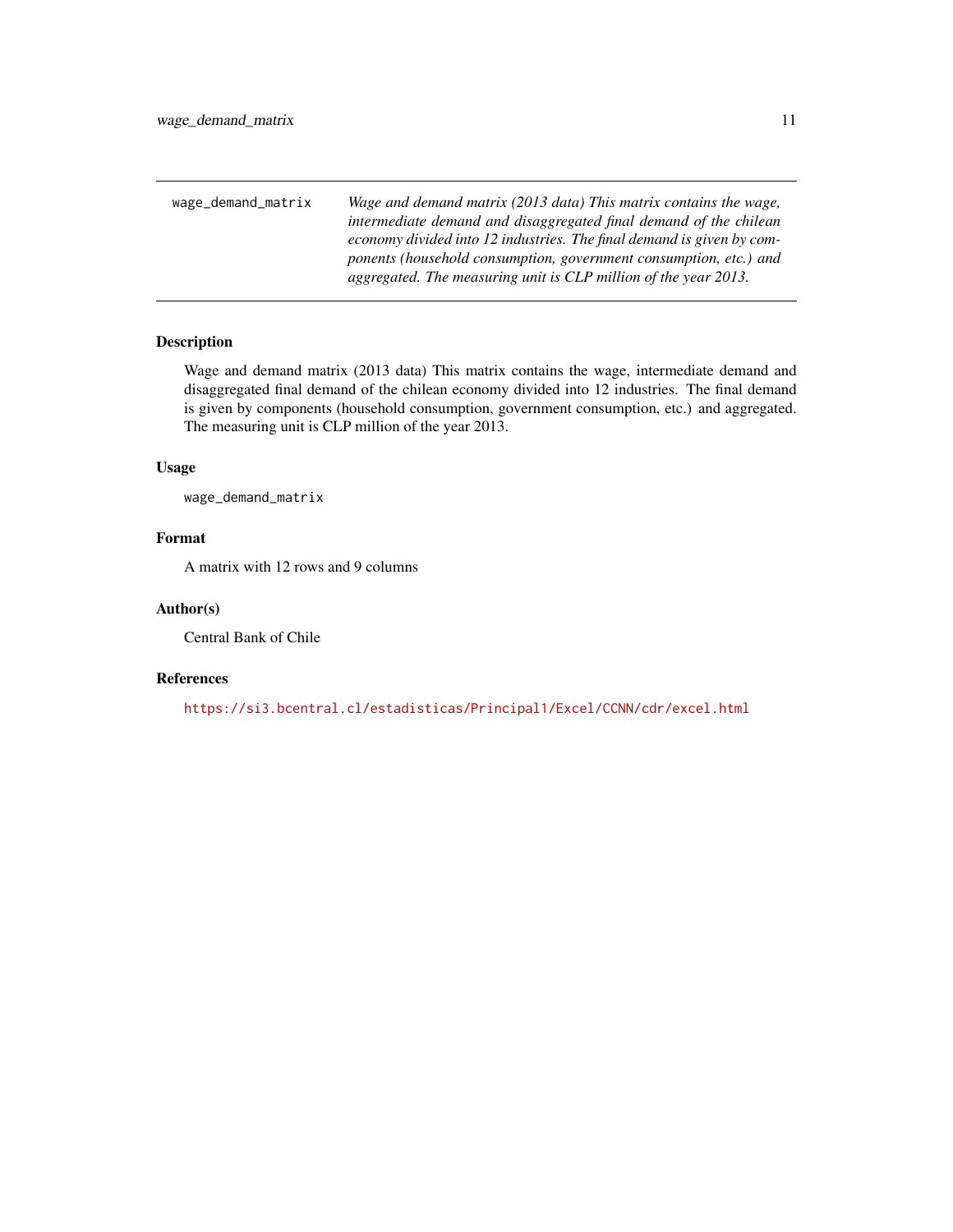| wage_demand_matrix | *Wage and demand matrix (2013 data) This matrix contains the wage, intermediate demand and disaggregated final demand of the chilean economy divided into 12 industries. The final demand is given by components (household consumption, government consumption, etc.) and aggregated. The measuring unit is CLP million of the year 2013.* |
|---|---|

## Description

Wage and demand matrix (2013 data) This matrix contains the wage, intermediate demand and disaggregated final demand of the chilean economy divided into 12 industries. The final demand is given by components (household consumption, government consumption, etc.) and aggregated. The measuring unit is CLP million of the year 2013.

## Usage

```
wage_demand_matrix
```

## Format

A matrix with 12 rows and 9 columns

## Author(s)

Central Bank of Chile

## References

https://si3.bcentral.cl/estadisticas/Principal1/Excel/CCNN/cdr/excel.html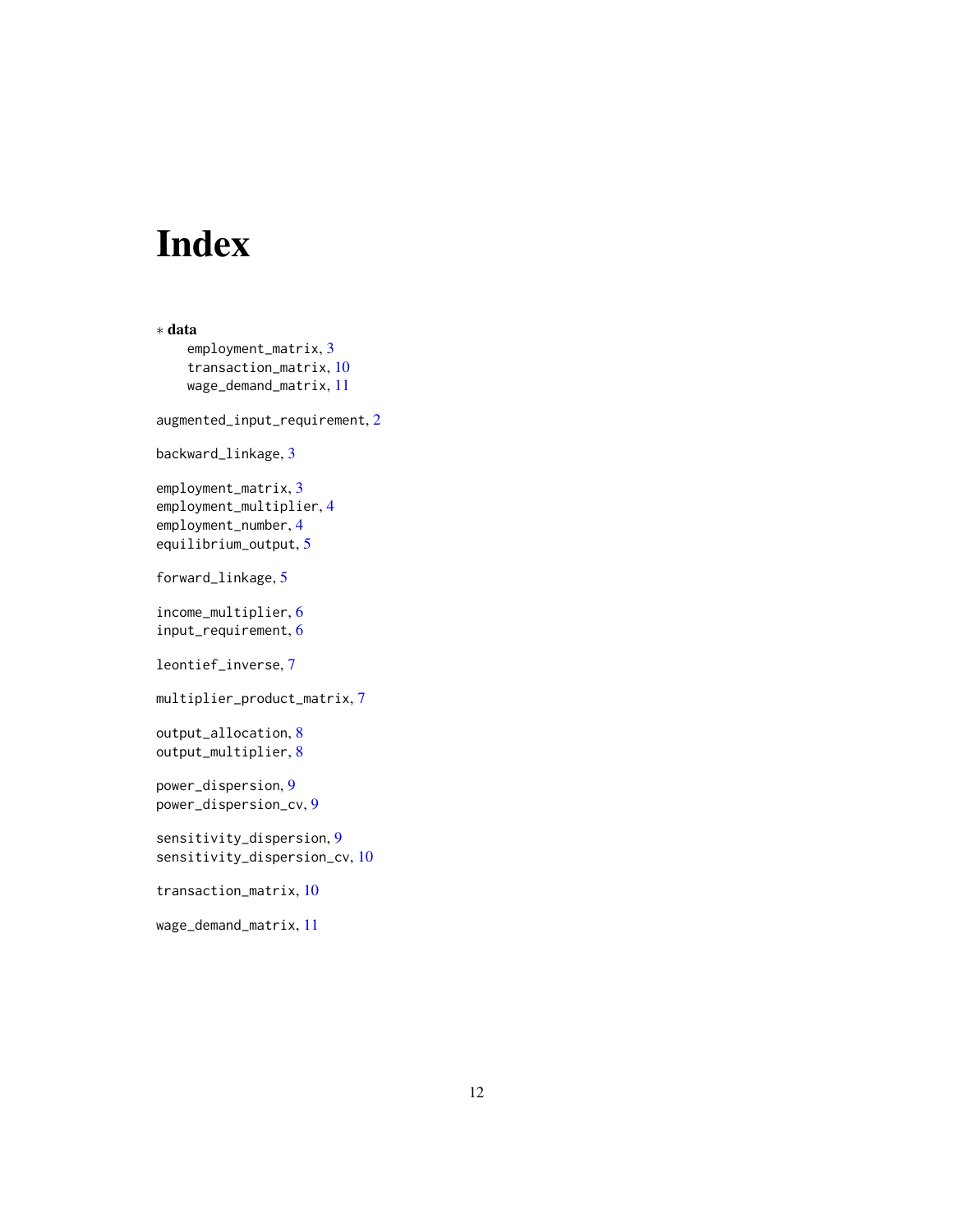# Index

∗ **data**

- employment_matrix, 3
- transaction_matrix, 10
- wage_demand_matrix, 11

augmented_input_requirement, 2

backward_linkage, 3

employment_matrix, 3
employment_multiplier, 4
employment_number, 4
equilibrium_output, 5

forward_linkage, 5

income_multiplier, 6
input_requirement, 6

leontief_inverse, 7

multiplier_product_matrix, 7

output_allocation, 8
output_multiplier, 8

power_dispersion, 9
power_dispersion_cv, 9

sensitivity_dispersion, 9
sensitivity_dispersion_cv, 10

transaction_matrix, 10

wage_demand_matrix, 11